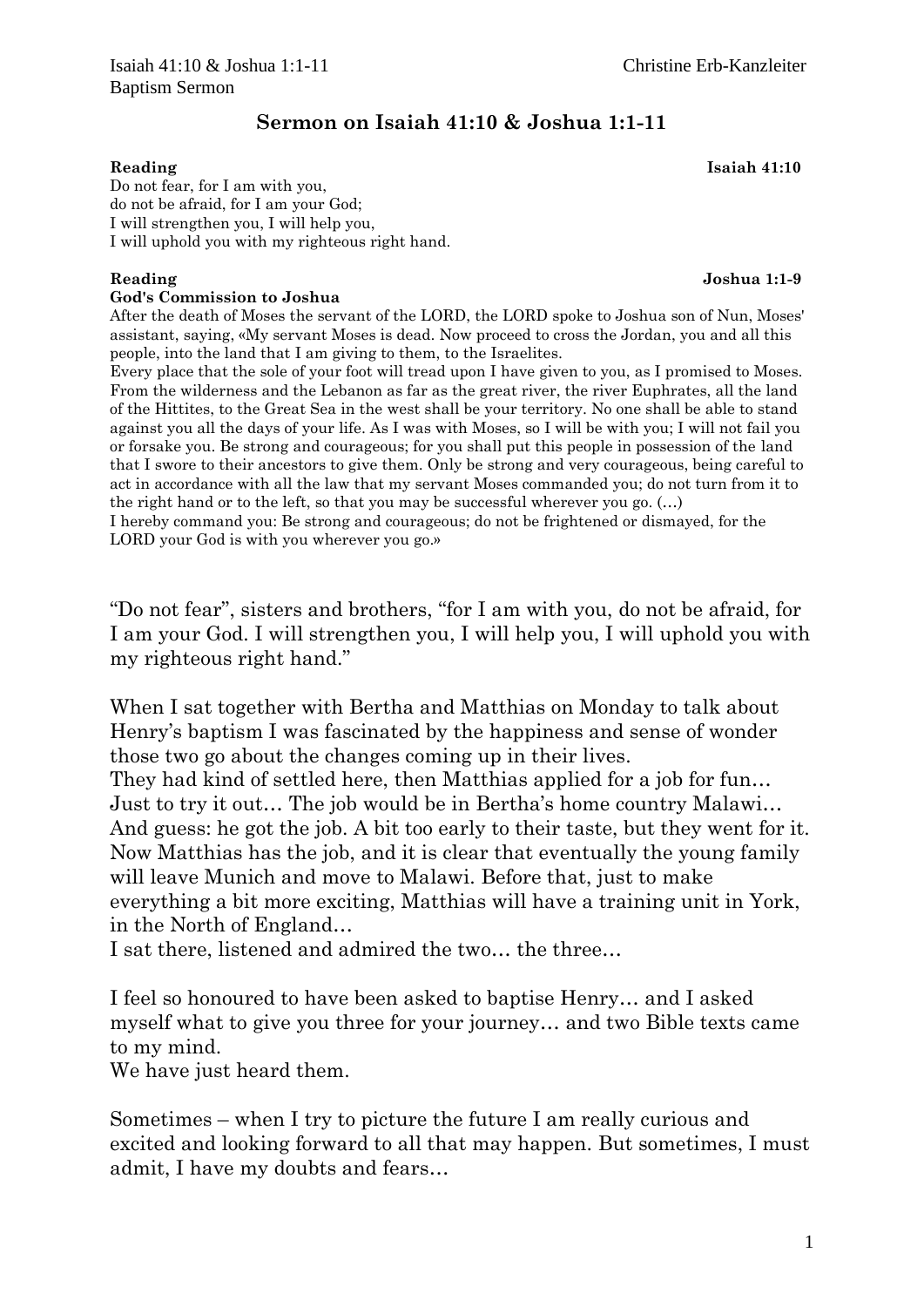Isaiah 41:10 & Joshua 1:1-11 Christine Erb-Kanzleiter
Baptism Sermon

# Sermon on Isaiah 41:10 & Joshua 1:1-11

**Reading** **Isaiah 41:10**

Do not fear, for I am with you,
do not be afraid, for I am your God;
I will strengthen you, I will help you,
I will uphold you with my righteous right hand.

**Reading** **Joshua 1:1-9**

**God's Commission to Joshua**

After the death of Moses the servant of the LORD, the LORD spoke to Joshua son of Nun, Moses' assistant, saying, «My servant Moses is dead. Now proceed to cross the Jordan, you and all this people, into the land that I am giving to them, to the Israelites.
Every place that the sole of your foot will tread upon I have given to you, as I promised to Moses. From the wilderness and the Lebanon as far as the great river, the river Euphrates, all the land of the Hittites, to the Great Sea in the west shall be your territory. No one shall be able to stand against you all the days of your life. As I was with Moses, so I will be with you; I will not fail you or forsake you. Be strong and courageous; for you shall put this people in possession of the land that I swore to their ancestors to give them. Only be strong and very courageous, being careful to act in accordance with all the law that my servant Moses commanded you; do not turn from it to the right hand or to the left, so that you may be successful wherever you go. (…)
I hereby command you: Be strong and courageous; do not be frightened or dismayed, for the LORD your God is with you wherever you go.»

"Do not fear", sisters and brothers, "for I am with you, do not be afraid, for I am your God. I will strengthen you, I will help you, I will uphold you with my righteous right hand."

When I sat together with Bertha and Matthias on Monday to talk about Henry's baptism I was fascinated by the happiness and sense of wonder those two go about the changes coming up in their lives.
They had kind of settled here, then Matthias applied for a job for fun… Just to try it out… The job would be in Bertha's home country Malawi… And guess: he got the job. A bit too early to their taste, but they went for it. Now Matthias has the job, and it is clear that eventually the young family will leave Munich and move to Malawi. Before that, just to make everything a bit more exciting, Matthias will have a training unit in York, in the North of England…
I sat there, listened and admired the two… the three…

I feel so honoured to have been asked to baptise Henry… and I asked myself what to give you three for your journey… and two Bible texts came to my mind.
We have just heard them.

Sometimes – when I try to picture the future I am really curious and excited and looking forward to all that may happen. But sometimes, I must admit, I have my doubts and fears…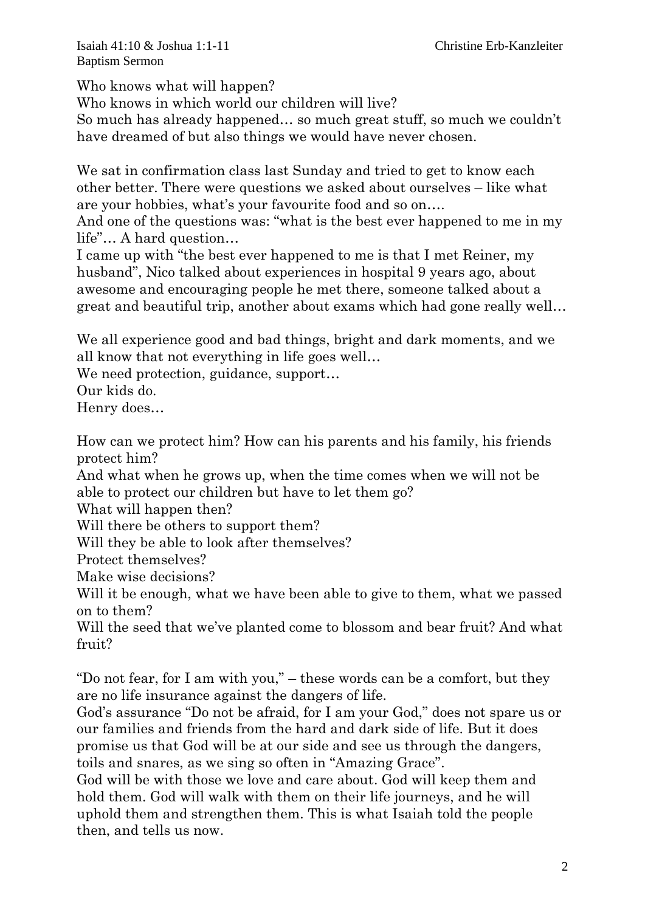Who knows what will happen?
Who knows in which world our children will live?
So much has already happened… so much great stuff, so much we couldn't have dreamed of but also things we would have never chosen.

We sat in confirmation class last Sunday and tried to get to know each other better. There were questions we asked about ourselves – like what are your hobbies, what's your favourite food and so on….
And one of the questions was: "what is the best ever happened to me in my life"… A hard question…
I came up with "the best ever happened to me is that I met Reiner, my husband", Nico talked about experiences in hospital 9 years ago, about awesome and encouraging people he met there, someone talked about a great and beautiful trip, another about exams which had gone really well…

We all experience good and bad things, bright and dark moments, and we all know that not everything in life goes well…
We need protection, guidance, support…
Our kids do.
Henry does…

How can we protect him? How can his parents and his family, his friends protect him?
And what when he grows up, when the time comes when we will not be able to protect our children but have to let them go?
What will happen then?
Will there be others to support them?
Will they be able to look after themselves?
Protect themselves?
Make wise decisions?
Will it be enough, what we have been able to give to them, what we passed on to them?
Will the seed that we've planted come to blossom and bear fruit? And what fruit?

"Do not fear, for I am with you," – these words can be a comfort, but they are no life insurance against the dangers of life.
God's assurance "Do not be afraid, for I am your God," does not spare us or our families and friends from the hard and dark side of life. But it does promise us that God will be at our side and see us through the dangers, toils and snares, as we sing so often in "Amazing Grace".
God will be with those we love and care about. God will keep them and hold them. God will walk with them on their life journeys, and he will uphold them and strengthen them. This is what Isaiah told the people then, and tells us now.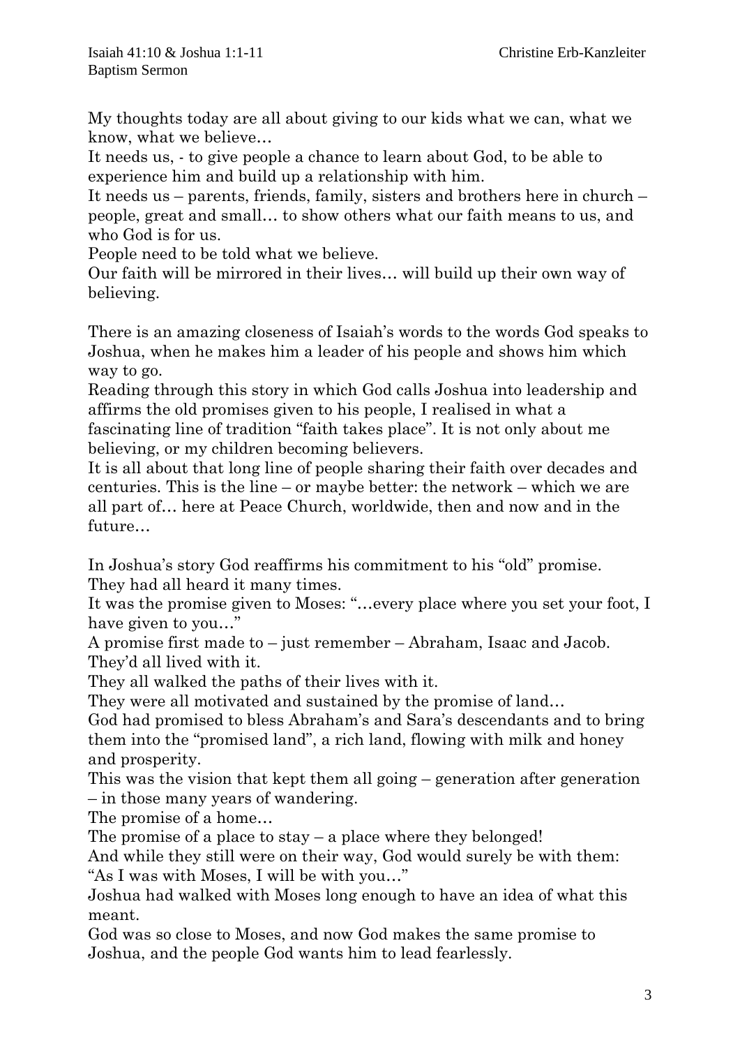My thoughts today are all about giving to our kids what we can, what we know, what we believe…

It needs us, - to give people a chance to learn about God, to be able to experience him and build up a relationship with him.

It needs us – parents, friends, family, sisters and brothers here in church – people, great and small… to show others what our faith means to us, and who God is for us.

People need to be told what we believe.

Our faith will be mirrored in their lives… will build up their own way of believing.

There is an amazing closeness of Isaiah's words to the words God speaks to Joshua, when he makes him a leader of his people and shows him which way to go.

Reading through this story in which God calls Joshua into leadership and affirms the old promises given to his people, I realised in what a fascinating line of tradition "faith takes place". It is not only about me believing, or my children becoming believers.

It is all about that long line of people sharing their faith over decades and centuries. This is the line – or maybe better: the network – which we are all part of… here at Peace Church, worldwide, then and now and in the future…

In Joshua's story God reaffirms his commitment to his "old" promise.

They had all heard it many times.

It was the promise given to Moses: "…every place where you set your foot, I have given to you…"

A promise first made to – just remember – Abraham, Isaac and Jacob.

They'd all lived with it.

They all walked the paths of their lives with it.

They were all motivated and sustained by the promise of land…

God had promised to bless Abraham's and Sara's descendants and to bring them into the "promised land", a rich land, flowing with milk and honey and prosperity.

This was the vision that kept them all going – generation after generation – in those many years of wandering.

The promise of a home…

The promise of a place to stay – a place where they belonged!

And while they still were on their way, God would surely be with them: "As I was with Moses, I will be with you…"

Joshua had walked with Moses long enough to have an idea of what this meant.

God was so close to Moses, and now God makes the same promise to Joshua, and the people God wants him to lead fearlessly.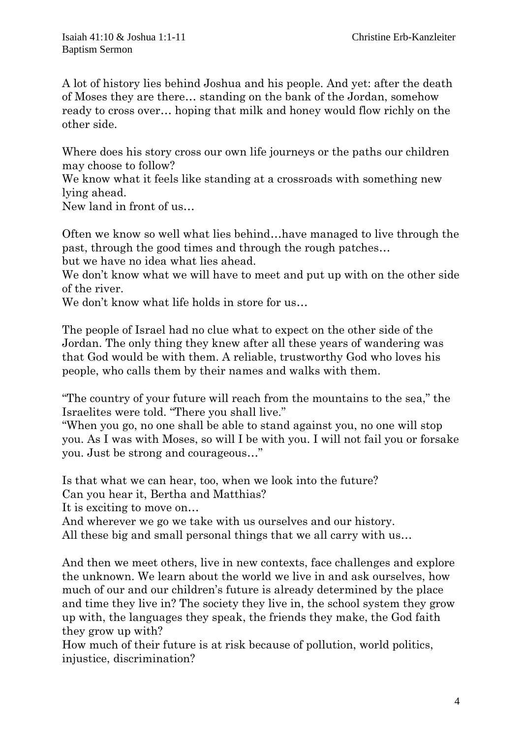A lot of history lies behind Joshua and his people. And yet: after the death of Moses they are there… standing on the bank of the Jordan, somehow ready to cross over… hoping that milk and honey would flow richly on the other side.

Where does his story cross our own life journeys or the paths our children may choose to follow?
We know what it feels like standing at a crossroads with something new lying ahead.
New land in front of us…

Often we know so well what lies behind…have managed to live through the past, through the good times and through the rough patches…
but we have no idea what lies ahead.
We don't know what we will have to meet and put up with on the other side of the river.
We don't know what life holds in store for us…

The people of Israel had no clue what to expect on the other side of the Jordan. The only thing they knew after all these years of wandering was that God would be with them. A reliable, trustworthy God who loves his people, who calls them by their names and walks with them.

"The country of your future will reach from the mountains to the sea," the Israelites were told. "There you shall live."
"When you go, no one shall be able to stand against you, no one will stop you. As I was with Moses, so will I be with you. I will not fail you or forsake you. Just be strong and courageous…"

Is that what we can hear, too, when we look into the future?
Can you hear it, Bertha and Matthias?
It is exciting to move on…
And wherever we go we take with us ourselves and our history.
All these big and small personal things that we all carry with us…

And then we meet others, live in new contexts, face challenges and explore the unknown. We learn about the world we live in and ask ourselves, how much of our and our children's future is already determined by the place and time they live in? The society they live in, the school system they grow up with, the languages they speak, the friends they make, the God faith they grow up with?
How much of their future is at risk because of pollution, world politics, injustice, discrimination?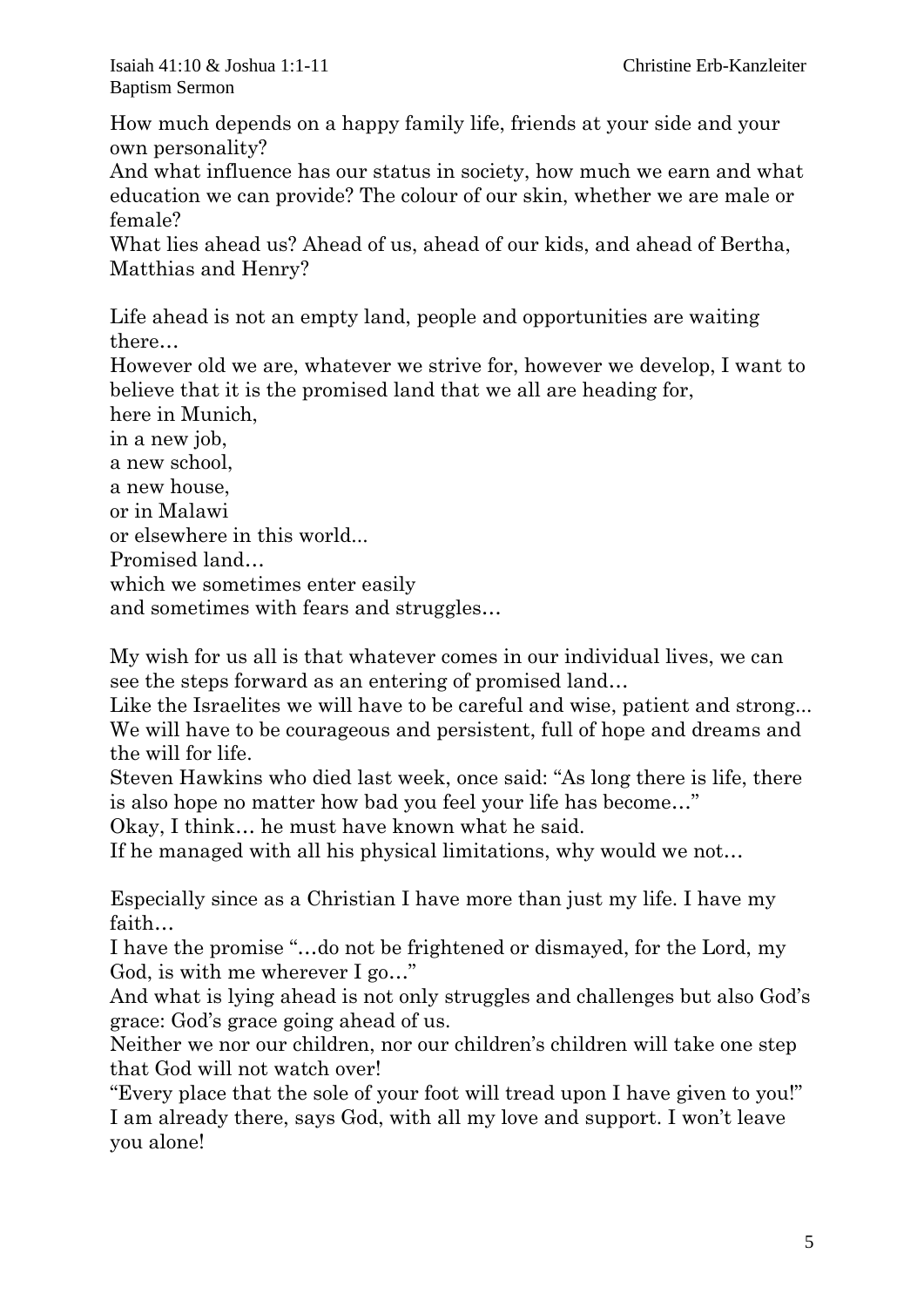How much depends on a happy family life, friends at your side and your own personality?
And what influence has our status in society, how much we earn and what education we can provide? The colour of our skin, whether we are male or female?
What lies ahead us? Ahead of us, ahead of our kids, and ahead of Bertha, Matthias and Henry?

Life ahead is not an empty land, people and opportunities are waiting there…
However old we are, whatever we strive for, however we develop, I want to believe that it is the promised land that we all are heading for,
here in Munich,
in a new job,
a new school,
a new house,
or in Malawi
or elsewhere in this world...
Promised land…
which we sometimes enter easily
and sometimes with fears and struggles…

My wish for us all is that whatever comes in our individual lives, we can see the steps forward as an entering of promised land…
Like the Israelites we will have to be careful and wise, patient and strong...
We will have to be courageous and persistent, full of hope and dreams and the will for life.
Steven Hawkins who died last week, once said: "As long there is life, there is also hope no matter how bad you feel your life has become…"
Okay, I think… he must have known what he said.
If he managed with all his physical limitations, why would we not…

Especially since as a Christian I have more than just my life. I have my faith…
I have the promise "…do not be frightened or dismayed, for the Lord, my God, is with me wherever I go…"
And what is lying ahead is not only struggles and challenges but also God's grace: God's grace going ahead of us.
Neither we nor our children, nor our children's children will take one step that God will not watch over!
"Every place that the sole of your foot will tread upon I have given to you!"
I am already there, says God, with all my love and support. I won't leave you alone!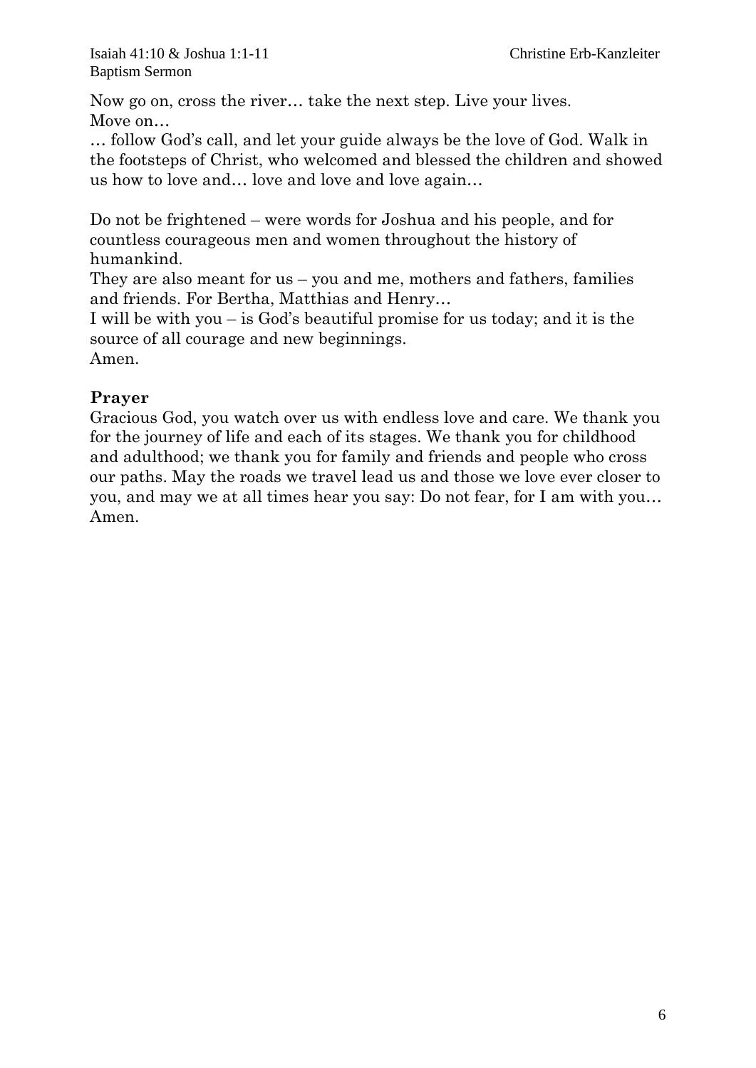Now go on, cross the river… take the next step. Live your lives.
Move on…
… follow God's call, and let your guide always be the love of God. Walk in the footsteps of Christ, who welcomed and blessed the children and showed us how to love and… love and love and love again…

Do not be frightened – were words for Joshua and his people, and for countless courageous men and women throughout the history of humankind.
They are also meant for us – you and me, mothers and fathers, families and friends. For Bertha, Matthias and Henry…
I will be with you – is God's beautiful promise for us today; and it is the source of all courage and new beginnings.
Amen.

**Prayer**
Gracious God, you watch over us with endless love and care. We thank you for the journey of life and each of its stages. We thank you for childhood and adulthood; we thank you for family and friends and people who cross our paths. May the roads we travel lead us and those we love ever closer to you, and may we at all times hear you say: Do not fear, for I am with you…
Amen.